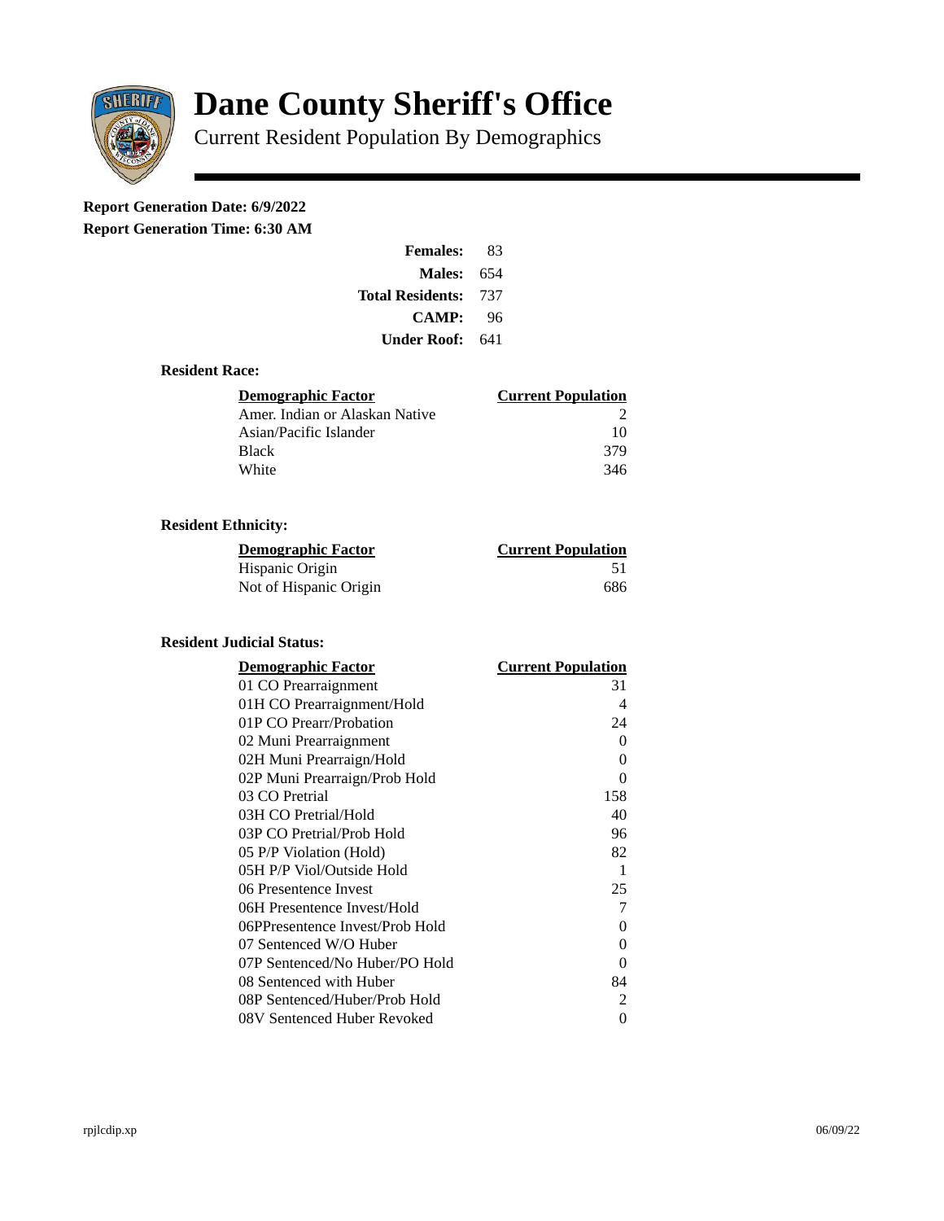# Dane County Sheriff's Office

## Current Resident Population By Demographics

**Report Generation Date: 6/9/2022**

**Report Generation Time: 6:30 AM**

| | |
|---|---|
| **Females:** | 83 |
| **Males:** | 654 |
| **Total Residents:** | 737 |
| **CAMP:** | 96 |
| **Under Roof:** | 641 |

### Resident Race:

| Demographic Factor | Current Population |
|---|---|
| Amer. Indian or Alaskan Native | 2 |
| Asian/Pacific Islander | 10 |
| Black | 379 |
| White | 346 |

### Resident Ethnicity:

| Demographic Factor | Current Population |
|---|---|
| Hispanic Origin | 51 |
| Not of Hispanic Origin | 686 |

### Resident Judicial Status:

| Demographic Factor | Current Population |
|---|---|
| 01 CO Prearraignment | 31 |
| 01H CO Prearraignment/Hold | 4 |
| 01P CO Prearr/Probation | 24 |
| 02 Muni Prearraignment | 0 |
| 02H Muni Prearraign/Hold | 0 |
| 02P Muni Prearraign/Prob Hold | 0 |
| 03 CO Pretrial | 158 |
| 03H CO Pretrial/Hold | 40 |
| 03P CO Pretrial/Prob Hold | 96 |
| 05 P/P Violation (Hold) | 82 |
| 05H P/P Viol/Outside Hold | 1 |
| 06 Presentence Invest | 25 |
| 06H Presentence Invest/Hold | 7 |
| 06PPresentence Invest/Prob Hold | 0 |
| 07 Sentenced W/O Huber | 0 |
| 07P Sentenced/No Huber/PO Hold | 0 |
| 08 Sentenced with Huber | 84 |
| 08P Sentenced/Huber/Prob Hold | 2 |
| 08V Sentenced Huber Revoked | 0 |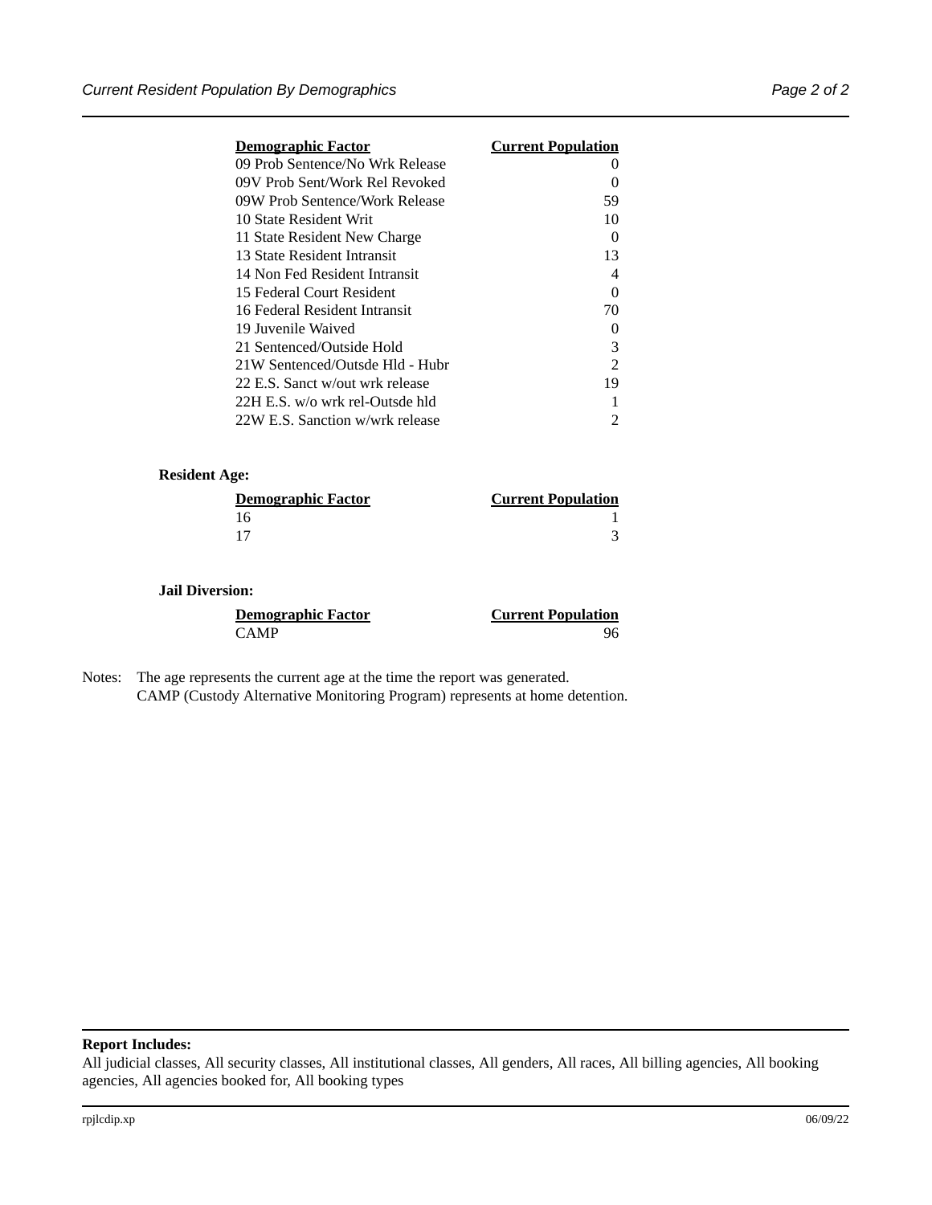| Demographic Factor | Current Population |
| --- | --- |
| 09 Prob Sentence/No Wrk Release | 0 |
| 09V Prob Sent/Work Rel Revoked | 0 |
| 09W Prob Sentence/Work Release | 59 |
| 10 State Resident Writ | 10 |
| 11 State Resident New Charge | 0 |
| 13 State Resident Intransit | 13 |
| 14 Non Fed Resident Intransit | 4 |
| 15 Federal Court Resident | 0 |
| 16 Federal Resident Intransit | 70 |
| 19 Juvenile Waived | 0 |
| 21 Sentenced/Outside Hold | 3 |
| 21W Sentenced/Outsde Hld - Hubr | 2 |
| 22 E.S. Sanct w/out wrk release | 19 |
| 22H E.S. w/o wrk rel-Outsde hld | 1 |
| 22W E.S. Sanction w/wrk release | 2 |

**Resident Age:**

| Demographic Factor | Current Population |
| --- | --- |
| 16 | 1 |
| 17 | 3 |

**Jail Diversion:**

| Demographic Factor | Current Population |
| --- | --- |
| CAMP | 96 |

Notes: The age represents the current age at the time the report was generated.
CAMP (Custody Alternative Monitoring Program) represents at home detention.

**Report Includes:**

All judicial classes, All security classes, All institutional classes, All genders, All races, All billing agencies, All booking agencies, All agencies booked for, All booking types

rpjlcdip.xp 06/09/22